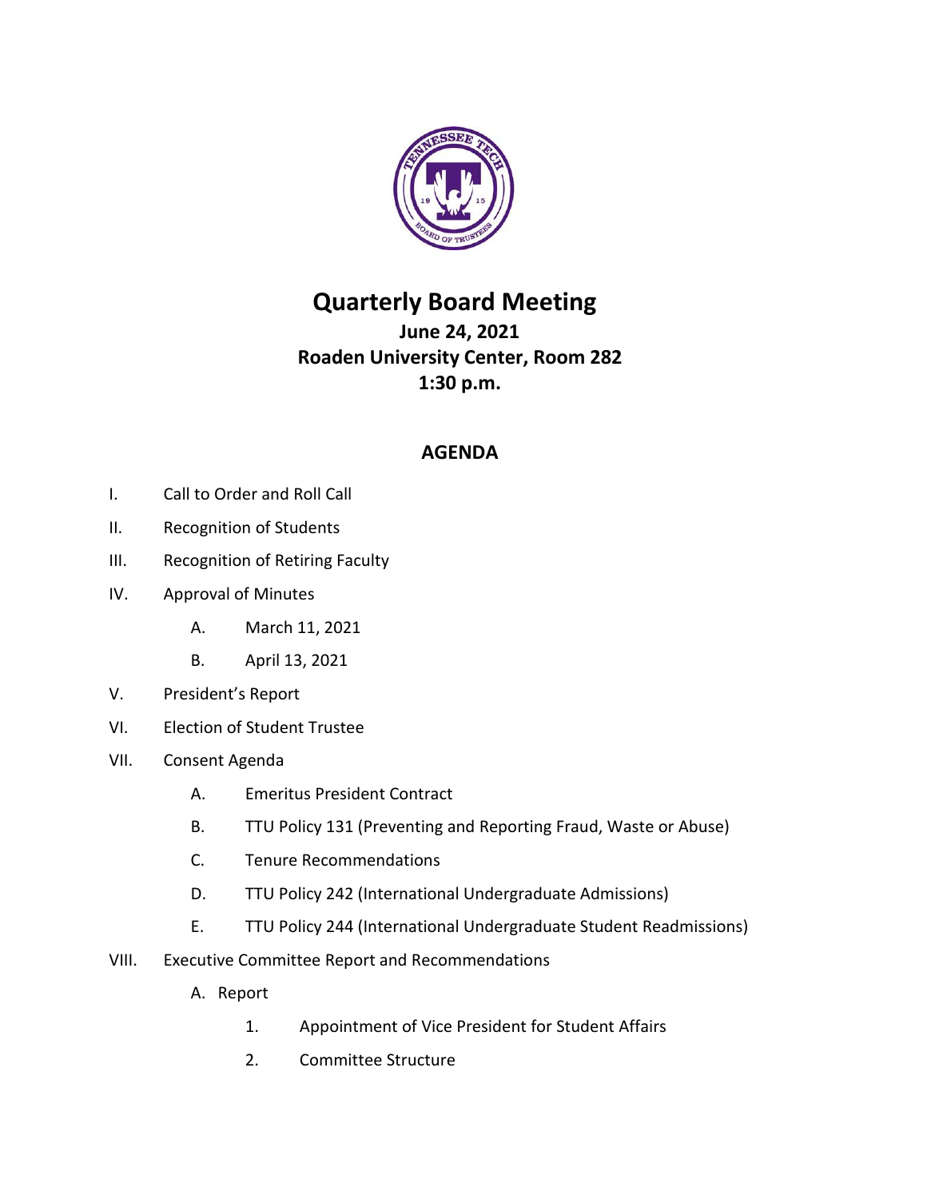# Quarterly Board Meeting

### June 24, 2021
### Roaden University Center, Room 282
### 1:30 p.m.

## AGENDA

I. Call to Order and Roll Call

II. Recognition of Students

III. Recognition of Retiring Faculty

IV. Approval of Minutes

   A. March 11, 2021

   B. April 13, 2021

V. President's Report

VI. Election of Student Trustee

VII. Consent Agenda

   A. Emeritus President Contract

   B. TTU Policy 131 (Preventing and Reporting Fraud, Waste or Abuse)

   C. Tenure Recommendations

   D. TTU Policy 242 (International Undergraduate Admissions)

   E. TTU Policy 244 (International Undergraduate Student Readmissions)

VIII. Executive Committee Report and Recommendations

   A. Report

      1. Appointment of Vice President for Student Affairs

      2. Committee Structure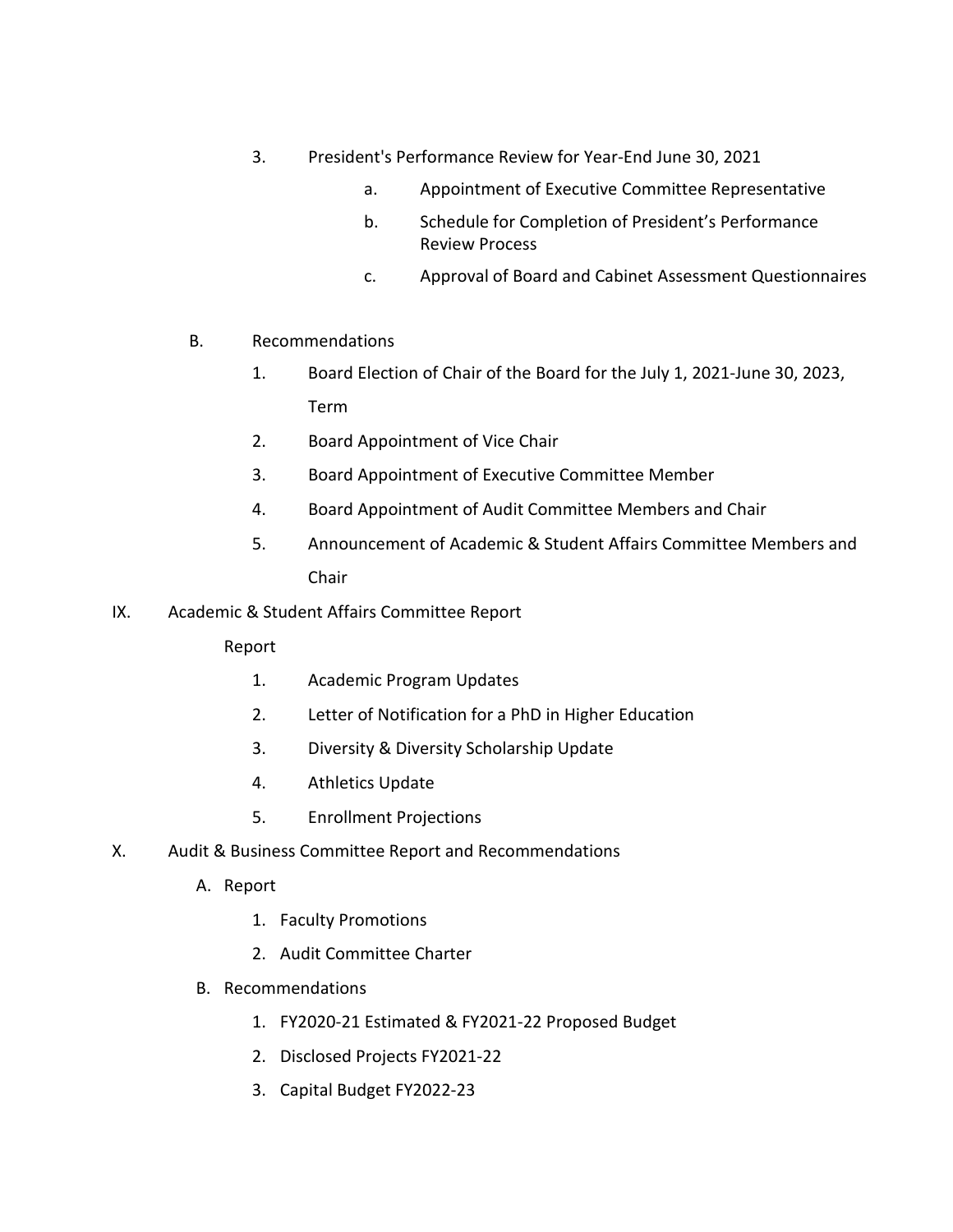3. President's Performance Review for Year-End June 30, 2021
    a. Appointment of Executive Committee Representative
    b. Schedule for Completion of President's Performance Review Process
    c. Approval of Board and Cabinet Assessment Questionnaires

B. Recommendations
1. Board Election of Chair of the Board for the July 1, 2021-June 30, 2023, Term
2. Board Appointment of Vice Chair
3. Board Appointment of Executive Committee Member
4. Board Appointment of Audit Committee Members and Chair
5. Announcement of Academic & Student Affairs Committee Members and Chair

IX. Academic & Student Affairs Committee Report

Report
1. Academic Program Updates
2. Letter of Notification for a PhD in Higher Education
3. Diversity & Diversity Scholarship Update
4. Athletics Update
5. Enrollment Projections

X. Audit & Business Committee Report and Recommendations

A. Report
1. Faculty Promotions
2. Audit Committee Charter

B. Recommendations
1. FY2020-21 Estimated & FY2021-22 Proposed Budget
2. Disclosed Projects FY2021-22
3. Capital Budget FY2022-23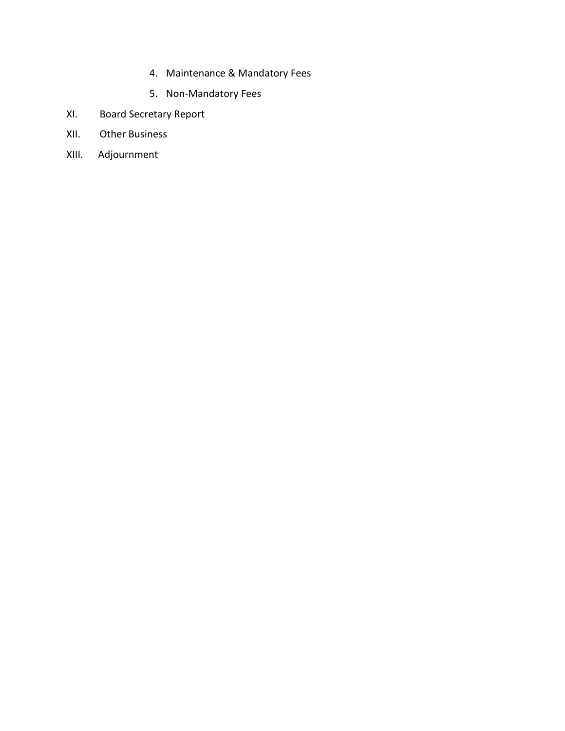4. Maintenance & Mandatory Fees
5. Non-Mandatory Fees

XI. Board Secretary Report

XII. Other Business

XIII. Adjournment